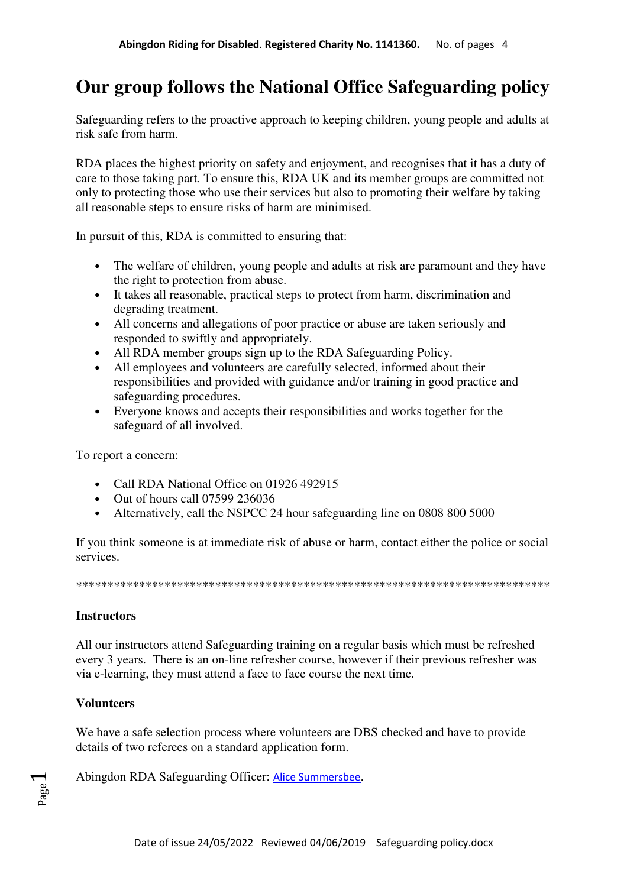# Our group follows the National Office Safeguarding policy

Safeguarding refers to the proactive approach to keeping children, young people and adults at risk safe from harm.

RDA places the highest priority on safety and enjoyment, and recognises that it has a duty of care to those taking part. To ensure this, RDA UK and its member groups are committed not only to protecting those who use their services but also to promoting their welfare by taking all reasonable steps to ensure risks of harm are minimised.

In pursuit of this, RDA is committed to ensuring that:

- The welfare of children, young people and adults at risk are paramount and they have the right to protection from abuse.
- It takes all reasonable, practical steps to protect from harm, discrimination and degrading treatment.
- All concerns and allegations of poor practice or abuse are taken seriously and responded to swiftly and appropriately.
- All RDA member groups sign up to the RDA Safeguarding Policy.
- All employees and volunteers are carefully selected, informed about their responsibilities and provided with guidance and/or training in good practice and safeguarding procedures.
- Everyone knows and accepts their responsibilities and works together for the safeguard of all involved.

To report a concern:

- Call RDA National Office on 01926 492915
- Out of hours call 07599 236036
- Alternatively, call the NSPCC 24 hour safeguarding line on 0808 800 5000

If you think someone is at immediate risk of abuse or harm, contact either the police or social services.

****************************************************************************

**Instructors**

All our instructors attend Safeguarding training on a regular basis which must be refreshed every 3 years. There is an on-line refresher course, however if their previous refresher was via e-learning, they must attend a face to face course the next time.

**Volunteers**

We have a safe selection process where volunteers are DBS checked and have to provide details of two referees on a standard application form.

Abingdon RDA Safeguarding Officer: Alice Summersbee.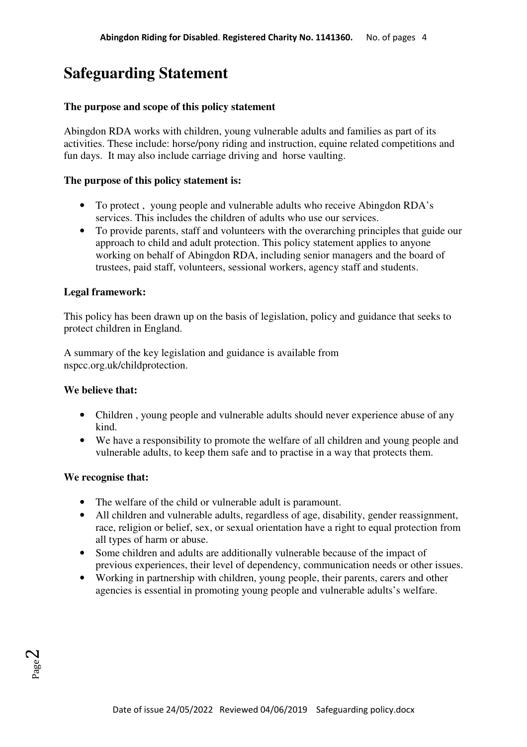# Safeguarding Statement

**The purpose and scope of this policy statement**

Abingdon RDA works with children, young vulnerable adults and families as part of its activities. These include: horse/pony riding and instruction, equine related competitions and fun days. It may also include carriage driving and horse vaulting.

**The purpose of this policy statement is:**

- To protect , young people and vulnerable adults who receive Abingdon RDA's services. This includes the children of adults who use our services.
- To provide parents, staff and volunteers with the overarching principles that guide our approach to child and adult protection. This policy statement applies to anyone working on behalf of Abingdon RDA, including senior managers and the board of trustees, paid staff, volunteers, sessional workers, agency staff and students.

**Legal framework:**

This policy has been drawn up on the basis of legislation, policy and guidance that seeks to protect children in England.

A summary of the key legislation and guidance is available from nspcc.org.uk/childprotection.

**We believe that:**

- Children , young people and vulnerable adults should never experience abuse of any kind.
- We have a responsibility to promote the welfare of all children and young people and vulnerable adults, to keep them safe and to practise in a way that protects them.

**We recognise that:**

- The welfare of the child or vulnerable adult is paramount.
- All children and vulnerable adults, regardless of age, disability, gender reassignment, race, religion or belief, sex, or sexual orientation have a right to equal protection from all types of harm or abuse.
- Some children and adults are additionally vulnerable because of the impact of previous experiences, their level of dependency, communication needs or other issues.
- Working in partnership with children, young people, their parents, carers and other agencies is essential in promoting young people and vulnerable adults's welfare.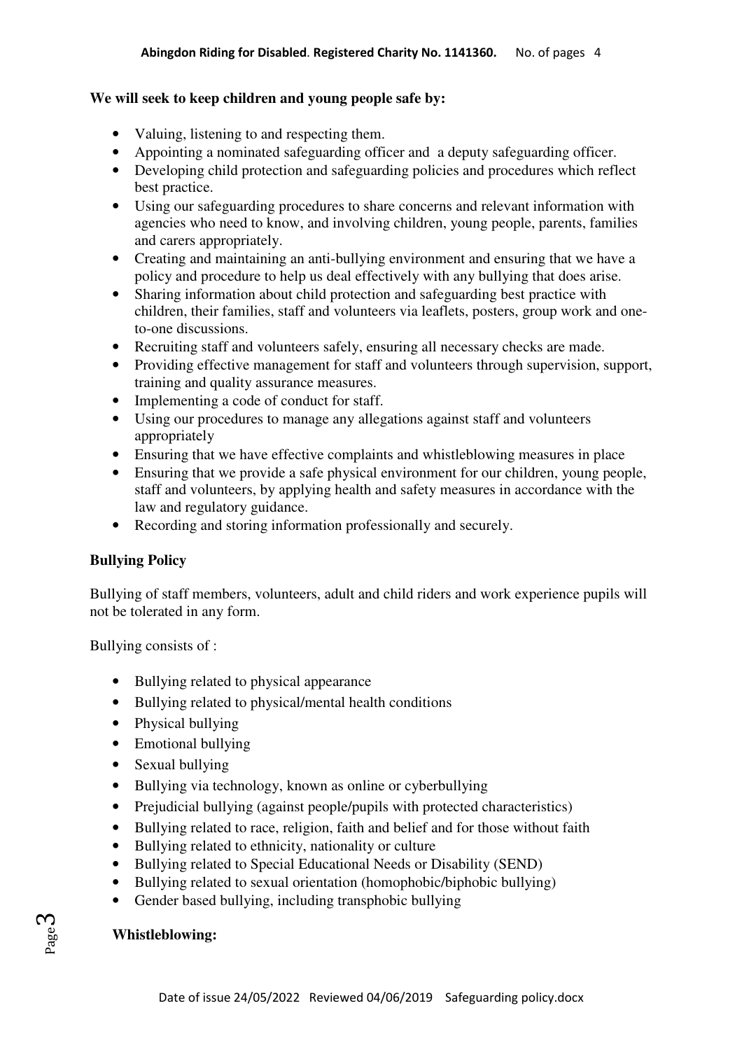**We will seek to keep children and young people safe by:**

- Valuing, listening to and respecting them.
- Appointing a nominated safeguarding officer and a deputy safeguarding officer.
- Developing child protection and safeguarding policies and procedures which reflect best practice.
- Using our safeguarding procedures to share concerns and relevant information with agencies who need to know, and involving children, young people, parents, families and carers appropriately.
- Creating and maintaining an anti-bullying environment and ensuring that we have a policy and procedure to help us deal effectively with any bullying that does arise.
- Sharing information about child protection and safeguarding best practice with children, their families, staff and volunteers via leaflets, posters, group work and one-to-one discussions.
- Recruiting staff and volunteers safely, ensuring all necessary checks are made.
- Providing effective management for staff and volunteers through supervision, support, training and quality assurance measures.
- Implementing a code of conduct for staff.
- Using our procedures to manage any allegations against staff and volunteers appropriately
- Ensuring that we have effective complaints and whistleblowing measures in place
- Ensuring that we provide a safe physical environment for our children, young people, staff and volunteers, by applying health and safety measures in accordance with the law and regulatory guidance.
- Recording and storing information professionally and securely.

**Bullying Policy**

Bullying of staff members, volunteers, adult and child riders and work experience pupils will not be tolerated in any form.

Bullying consists of :

- Bullying related to physical appearance
- Bullying related to physical/mental health conditions
- Physical bullying
- Emotional bullying
- Sexual bullying
- Bullying via technology, known as online or cyberbullying
- Prejudicial bullying (against people/pupils with protected characteristics)
- Bullying related to race, religion, faith and belief and for those without faith
- Bullying related to ethnicity, nationality or culture
- Bullying related to Special Educational Needs or Disability (SEND)
- Bullying related to sexual orientation (homophobic/biphobic bullying)
- Gender based bullying, including transphobic bullying

**Whistleblowing:**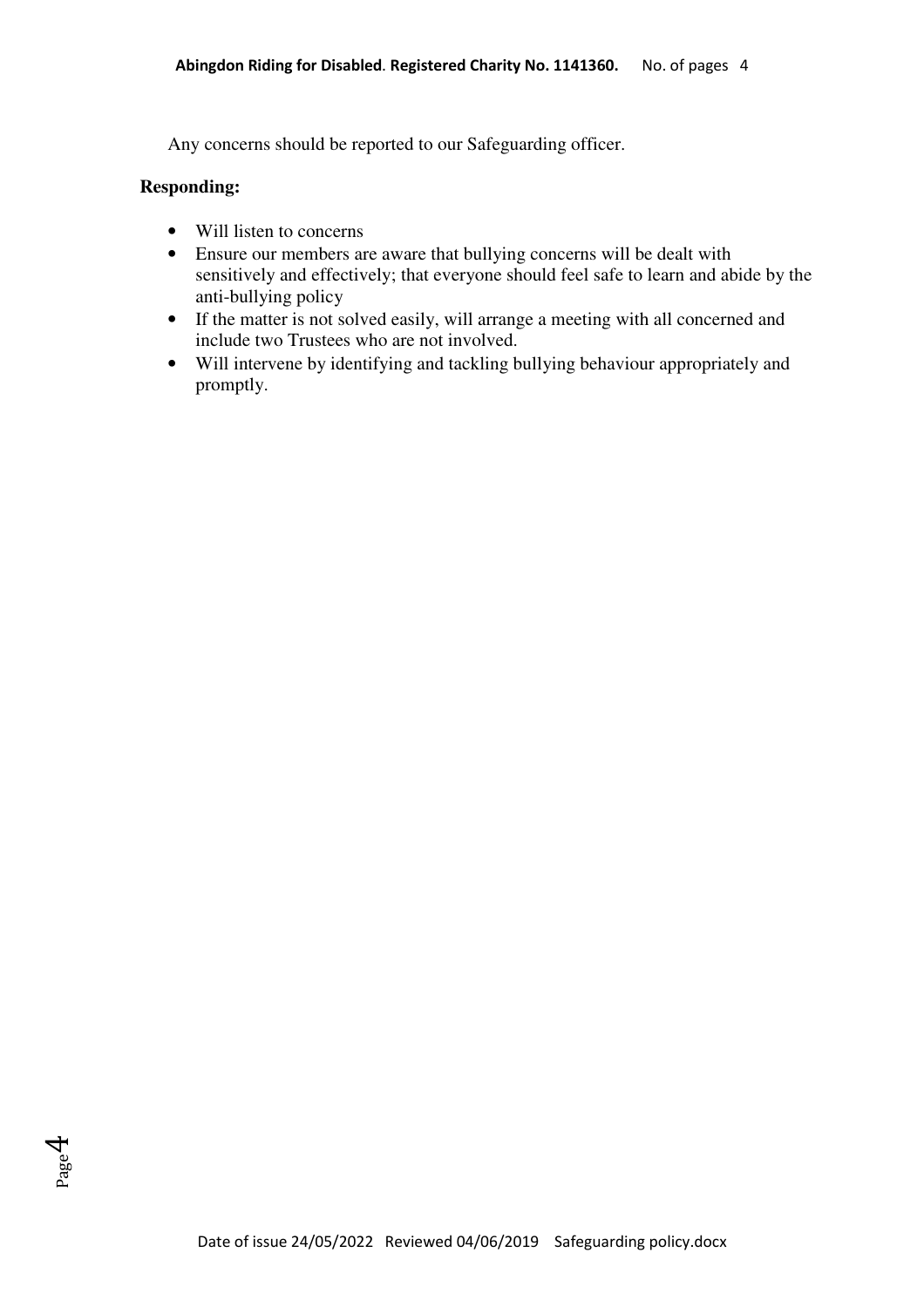Any concerns should be reported to our Safeguarding officer.

**Responding:**

- Will listen to concerns
- Ensure our members are aware that bullying concerns will be dealt with sensitively and effectively; that everyone should feel safe to learn and abide by the anti-bullying policy
- If the matter is not solved easily, will arrange a meeting with all concerned and include two Trustees who are not involved.
- Will intervene by identifying and tackling bullying behaviour appropriately and promptly.